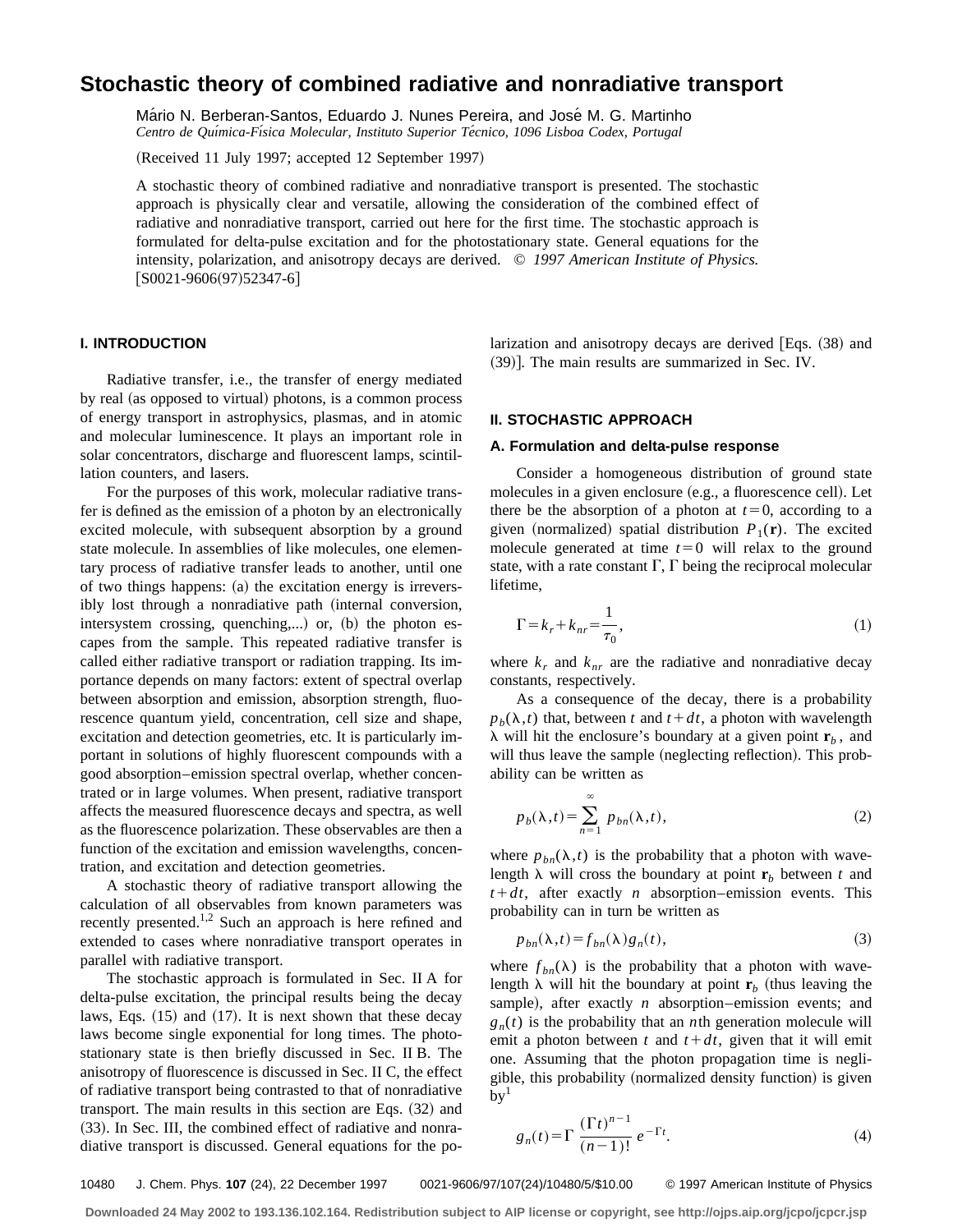# Stochastic theory of combined radiative and nonradiative transport

Mário N. Berberan-Santos, Eduardo J. Nunes Pereira, and José M. G. Martinho

*Centro de Química-Física Molecular, Instituto Superior Técnico, 1096 Lisboa Codex, Portugal*

(Received 11 July 1997; accepted 12 September 1997)

A stochastic theory of combined radiative and nonradiative transport is presented. The stochastic approach is physically clear and versatile, allowing the consideration of the combined effect of radiative and nonradiative transport, carried out here for the first time. The stochastic approach is formulated for delta-pulse excitation and for the photostationary state. General equations for the intensity, polarization, and anisotropy decays are derived. © *1997 American Institute of Physics.* [S0021-9606(97)52347-6]

## I. INTRODUCTION

Radiative transfer, i.e., the transfer of energy mediated by real (as opposed to virtual) photons, is a common process of energy transport in astrophysics, plasmas, and in atomic and molecular luminescence. It plays an important role in solar concentrators, discharge and fluorescent lamps, scintillation counters, and lasers.

For the purposes of this work, molecular radiative transfer is defined as the emission of a photon by an electronically excited molecule, with subsequent absorption by a ground state molecule. In assemblies of like molecules, one elementary process of radiative transfer leads to another, until one of two things happens: (a) the excitation energy is irreversibly lost through a nonradiative path (internal conversion, intersystem crossing, quenching,...) or, (b) the photon escapes from the sample. This repeated radiative transfer is called either radiative transport or radiation trapping. Its importance depends on many factors: extent of spectral overlap between absorption and emission, absorption strength, fluorescence quantum yield, concentration, cell size and shape, excitation and detection geometries, etc. It is particularly important in solutions of highly fluorescent compounds with a good absorption–emission spectral overlap, whether concentrated or in large volumes. When present, radiative transport affects the measured fluorescence decays and spectra, as well as the fluorescence polarization. These observables are then a function of the excitation and emission wavelengths, concentration, and excitation and detection geometries.

A stochastic theory of radiative transport allowing the calculation of all observables from known parameters was recently presented.[1,2] Such an approach is here refined and extended to cases where nonradiative transport operates in parallel with radiative transport.

The stochastic approach is formulated in Sec. II A for delta-pulse excitation, the principal results being the decay laws, Eqs. (15) and (17). It is next shown that these decay laws become single exponential for long times. The photostationary state is then briefly discussed in Sec. II B. The anisotropy of fluorescence is discussed in Sec. II C, the effect of radiative transport being contrasted to that of nonradiative transport. The main results in this section are Eqs. (32) and (33). In Sec. III, the combined effect of radiative and nonradiative transport is discussed. General equations for the polarization and anisotropy decays are derived [Eqs. (38) and (39)]. The main results are summarized in Sec. IV.

## II. STOCHASTIC APPROACH

### A. Formulation and delta-pulse response

Consider a homogeneous distribution of ground state molecules in a given enclosure (e.g., a fluorescence cell). Let there be the absorption of a photon at $t=0$, according to a given (normalized) spatial distribution $P_1(\mathbf{r})$. The excited molecule generated at time $t=0$ will relax to the ground state, with a rate constant $\Gamma$, $\Gamma$ being the reciprocal molecular lifetime,

$$\Gamma = k_r + k_{nr} = \frac{1}{\tau_0}, \tag{1}$$

where $k_r$ and $k_{nr}$ are the radiative and nonradiative decay constants, respectively.

As a consequence of the decay, there is a probability $p_b(\lambda,t)$ that, between $t$ and $t+dt$, a photon with wavelength $\lambda$ will hit the enclosure's boundary at a given point $\mathbf{r}_b$, and will thus leave the sample (neglecting reflection). This probability can be written as

$$p_b(\lambda,t) = \sum_{n=1}^{\infty} p_{bn}(\lambda,t), \tag{2}$$

where $p_{bn}(\lambda,t)$ is the probability that a photon with wavelength $\lambda$ will cross the boundary at point $\mathbf{r}_b$ between $t$ and $t+dt$, after exactly $n$ absorption–emission events. This probability can in turn be written as

$$p_{bn}(\lambda,t) = f_{bn}(\lambda) g_n(t), \tag{3}$$

where $f_{bn}(\lambda)$ is the probability that a photon with wavelength $\lambda$ will hit the boundary at point $\mathbf{r}_b$ (thus leaving the sample), after exactly $n$ absorption–emission events; and $g_n(t)$ is the probability that an $n$th generation molecule will emit a photon between $t$ and $t+dt$, given that it will emit one. Assuming that the photon propagation time is negligible, this probability (normalized density function) is given by[1]

$$g_n(t) = \Gamma \, \frac{(\Gamma t)^{n-1}}{(n-1)!} \, e^{-\Gamma t}. \tag{4}$$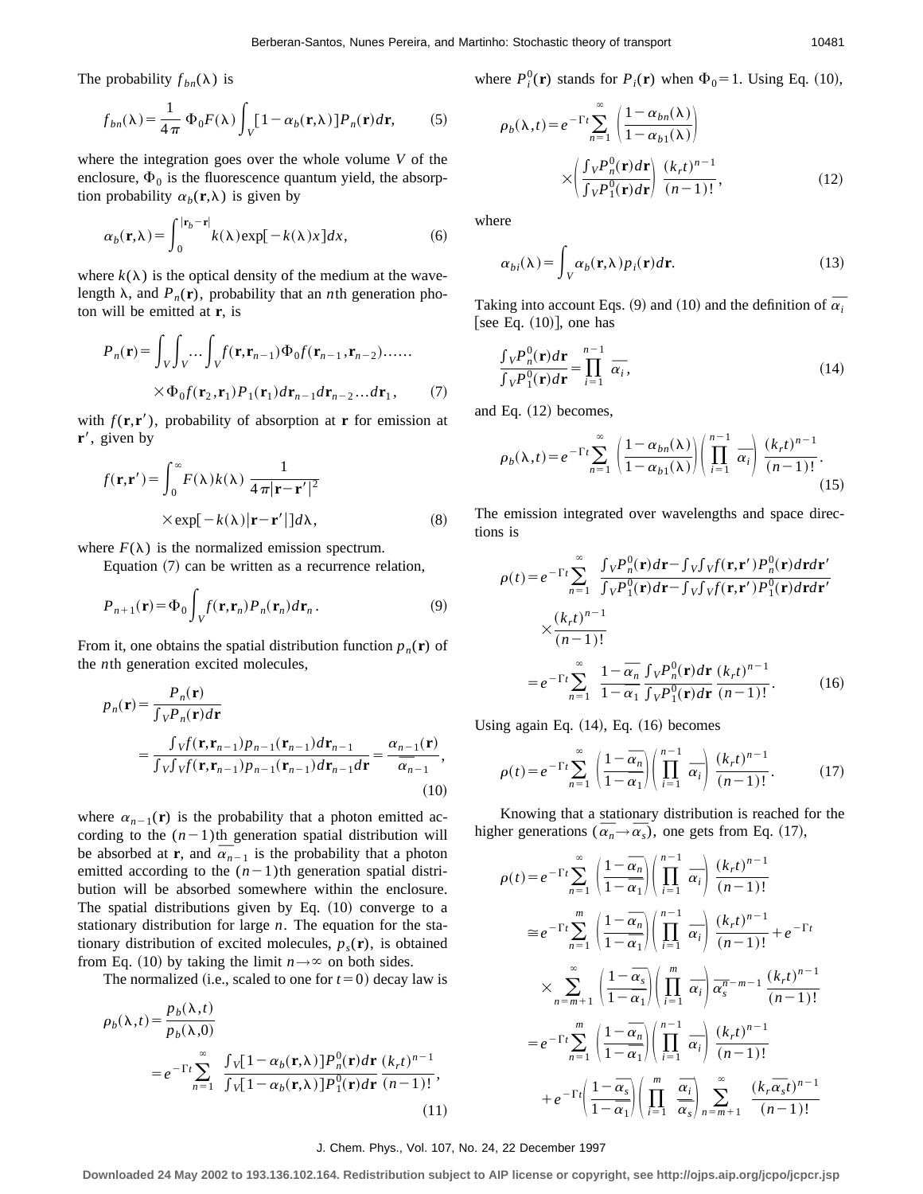The probability $f_{bn}(\lambda)$ is

$$f_{bn}(\lambda)=\frac{1}{4\pi}\,\Phi_0 F(\lambda)\int_V[1-\alpha_b(\mathbf{r},\lambda)]P_n(\mathbf{r})d\mathbf{r}, \tag{5}$$

where the integration goes over the whole volume $V$ of the enclosure, $\Phi_0$ is the fluorescence quantum yield, the absorption probability $\alpha_b(\mathbf{r},\lambda)$ is given by

$$\alpha_b(\mathbf{r},\lambda)=\int_0^{|\mathbf{r}_b-\mathbf{r}|}k(\lambda)\exp[-k(\lambda)x]dx, \tag{6}$$

where $k(\lambda)$ is the optical density of the medium at the wavelength $\lambda$, and $P_n(\mathbf{r})$, probability that an $n$th generation photon will be emitted at $\mathbf{r}$, is

$$P_n(\mathbf{r})=\int_V\int_V\ldots\int_V f(\mathbf{r},\mathbf{r}_{n-1})\Phi_0 f(\mathbf{r}_{n-1},\mathbf{r}_{n-2})\ldots\ldots \times\Phi_0 f(\mathbf{r}_2,\mathbf{r}_1)P_1(\mathbf{r}_1)d\mathbf{r}_{n-1}d\mathbf{r}_{n-2}\ldots d\mathbf{r}_1, \tag{7}$$

with $f(\mathbf{r},\mathbf{r}')$, probability of absorption at $\mathbf{r}$ for emission at $\mathbf{r}'$, given by

$$f(\mathbf{r},\mathbf{r}')=\int_0^\infty F(\lambda)k(\lambda)\,\frac{1}{4\pi|\mathbf{r}-\mathbf{r}'|^2}\times\exp[-k(\lambda)|\mathbf{r}-\mathbf{r}'|]d\lambda, \tag{8}$$

where $F(\lambda)$ is the normalized emission spectrum.

Equation (7) can be written as a recurrence relation,

$$P_{n+1}(\mathbf{r})=\Phi_0\int_V f(\mathbf{r},\mathbf{r}_n)P_n(\mathbf{r}_n)d\mathbf{r}_n. \tag{9}$$

From it, one obtains the spatial distribution function $p_n(\mathbf{r})$ of the $n$th generation excited molecules,

$$p_n(\mathbf{r})=\frac{P_n(\mathbf{r})}{\int_V P_n(\mathbf{r})d\mathbf{r}}=\frac{\int_V f(\mathbf{r},\mathbf{r}_{n-1})p_{n-1}(\mathbf{r}_{n-1})d\mathbf{r}_{n-1}}{\int_V\int_V f(\mathbf{r},\mathbf{r}_{n-1})p_{n-1}(\mathbf{r}_{n-1})d\mathbf{r}_{n-1}d\mathbf{r}}=\frac{\alpha_{n-1}(\mathbf{r})}{\overline{\alpha_{n-1}}}, \tag{10}$$

where $\alpha_{n-1}(\mathbf{r})$ is the probability that a photon emitted according to the $(n-1)$th generation spatial distribution will be absorbed at $\mathbf{r}$, and $\overline{\alpha_{n-1}}$ is the probability that a photon emitted according to the $(n-1)$th generation spatial distribution will be absorbed somewhere within the enclosure. The spatial distributions given by Eq. (10) converge to a stationary distribution for large $n$. The equation for the stationary distribution of excited molecules, $p_s(\mathbf{r})$, is obtained from Eq. (10) by taking the limit $n\to\infty$ on both sides.

The normalized (i.e., scaled to one for $t=0$) decay law is

$$\rho_b(\lambda,t)=\frac{p_b(\lambda,t)}{p_b(\lambda,0)}=e^{-\Gamma t}\sum_{n=1}^{\infty}\frac{\int_V[1-\alpha_b(\mathbf{r},\lambda)]P_n^0(\mathbf{r})d\mathbf{r}}{\int_V[1-\alpha_b(\mathbf{r},\lambda)]P_1^0(\mathbf{r})d\mathbf{r}}\frac{(k_r t)^{n-1}}{(n-1)!}, \tag{11}$$

where $P_i^0(\mathbf{r})$ stands for $P_i(\mathbf{r})$ when $\Phi_0=1$. Using Eq. (10),

$$\rho_b(\lambda,t)=e^{-\Gamma t}\sum_{n=1}^{\infty}\left(\frac{1-\alpha_{bn}(\lambda)}{1-\alpha_{b1}(\lambda)}\right)\times\left(\frac{\int_V P_n^0(\mathbf{r})d\mathbf{r}}{\int_V P_1^0(\mathbf{r})d\mathbf{r}}\right)\frac{(k_r t)^{n-1}}{(n-1)!}, \tag{12}$$

where

$$\alpha_{bi}(\lambda)=\int_V\alpha_b(\mathbf{r},\lambda)p_i(\mathbf{r})d\mathbf{r}. \tag{13}$$

Taking into account Eqs. (9) and (10) and the definition of $\overline{\alpha_i}$ [see Eq. (10)], one has

$$\frac{\int_V P_n^0(\mathbf{r})d\mathbf{r}}{\int_V P_1^0(\mathbf{r})d\mathbf{r}}=\prod_{i=1}^{n-1}\overline{\alpha_i}, \tag{14}$$

and Eq. (12) becomes,

$$\rho_b(\lambda,t)=e^{-\Gamma t}\sum_{n=1}^{\infty}\left(\frac{1-\alpha_{bn}(\lambda)}{1-\alpha_{b1}(\lambda)}\right)\left(\prod_{i=1}^{n-1}\overline{\alpha_i}\right)\frac{(k_r t)^{n-1}}{(n-1)!}. \tag{15}$$

The emission integrated over wavelengths and space directions is

$$\rho(t)=e^{-\Gamma t}\sum_{n=1}^{\infty}\frac{\int_V P_n^0(\mathbf{r})d\mathbf{r}-\int_V\int_V f(\mathbf{r},\mathbf{r}')P_n^0(\mathbf{r})d\mathbf{r}d\mathbf{r}'}{\int_V P_1^0(\mathbf{r})d\mathbf{r}-\int_V\int_V f(\mathbf{r},\mathbf{r}')P_1^0(\mathbf{r})d\mathbf{r}d\mathbf{r}'}\times\frac{(k_r t)^{n-1}}{(n-1)!}=e^{-\Gamma t}\sum_{n=1}^{\infty}\frac{1-\overline{\alpha_n}}{1-\overline{\alpha_1}}\frac{\int_V P_n^0(\mathbf{r})d\mathbf{r}}{\int_V P_1^0(\mathbf{r})d\mathbf{r}}\frac{(k_r t)^{n-1}}{(n-1)!}. \tag{16}$$

Using again Eq. (14), Eq. (16) becomes

$$\rho(t)=e^{-\Gamma t}\sum_{n=1}^{\infty}\left(\frac{1-\overline{\alpha_n}}{1-\overline{\alpha_1}}\right)\left(\prod_{i=1}^{n-1}\overline{\alpha_i}\right)\frac{(k_r t)^{n-1}}{(n-1)!}. \tag{17}$$

Knowing that a stationary distribution is reached for the higher generations ($\overline{\alpha_n}\to\overline{\alpha_s}$), one gets from Eq. (17),

$$\begin{aligned}\rho(t)&=e^{-\Gamma t}\sum_{n=1}^{\infty}\left(\frac{1-\overline{\alpha_n}}{1-\overline{\alpha_1}}\right)\left(\prod_{i=1}^{n-1}\overline{\alpha_i}\right)\frac{(k_r t)^{n-1}}{(n-1)!}\\&\cong e^{-\Gamma t}\sum_{n=1}^{m}\left(\frac{1-\overline{\alpha_n}}{1-\overline{\alpha_1}}\right)\left(\prod_{i=1}^{n-1}\overline{\alpha_i}\right)\frac{(k_r t)^{n-1}}{(n-1)!}+e^{-\Gamma t}\\&\quad\times\sum_{n=m+1}^{\infty}\left(\frac{1-\overline{\alpha_s}}{1-\overline{\alpha_1}}\right)\left(\prod_{i=1}^{m}\overline{\alpha_i}\right)\overline{\alpha_s}^{\,n-m-1}\frac{(k_r t)^{n-1}}{(n-1)!}\\&=e^{-\Gamma t}\sum_{n=1}^{m}\left(\frac{1-\overline{\alpha_n}}{1-\overline{\alpha_1}}\right)\left(\prod_{i=1}^{n-1}\overline{\alpha_i}\right)\frac{(k_r t)^{n-1}}{(n-1)!}\\&\quad+e^{-\Gamma t}\left(\frac{1-\overline{\alpha_s}}{1-\overline{\alpha_1}}\right)\left(\prod_{i=1}^{m}\frac{\overline{\alpha_i}}{\overline{\alpha_s}}\right)\sum_{n=m+1}^{\infty}\frac{(k_r\overline{\alpha_s}t)^{n-1}}{(n-1)!}\end{aligned}$$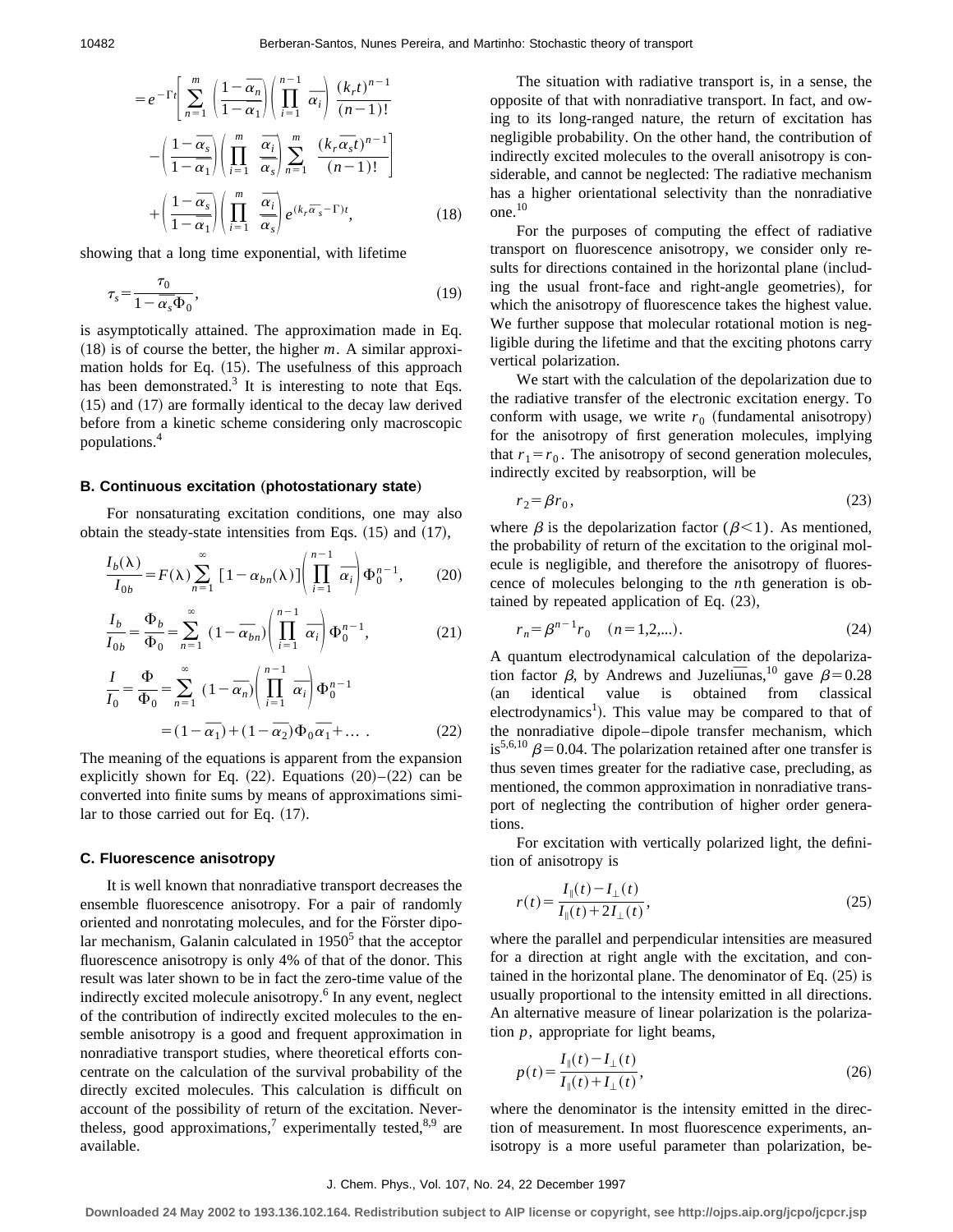$$
= e^{-\Gamma t}\left[\sum_{n=1}^{m}\left(\frac{1-\overline{\alpha_n}}{1-\overline{\alpha_1}}\right)\left(\prod_{i=1}^{n-1}\overline{\alpha_i}\right)\frac{(k_r t)^{n-1}}{(n-1)!} - \left(\frac{1-\overline{\alpha_s}}{1-\overline{\alpha_1}}\right)\left(\prod_{i=1}^{m}\frac{\overline{\alpha_i}}{\overline{\alpha_s}}\right)\sum_{n=1}^{m}\frac{(k_r\overline{\alpha_s}t)^{n-1}}{(n-1)!}\right] + \left(\frac{1-\overline{\alpha_s}}{1-\overline{\alpha_1}}\right)\left(\prod_{i=1}^{m}\frac{\overline{\alpha_i}}{\overline{\alpha_s}}\right)e^{(k_r\overline{\alpha_s}-\Gamma)t}, \tag{18}
$$

showing that a long time exponential, with lifetime

$$
\tau_s = \frac{\tau_0}{1-\overline{\alpha_s}\Phi_0}, \tag{19}
$$

is asymptotically attained. The approximation made in Eq. (18) is of course the better, the higher $m$. A similar approximation holds for Eq. (15). The usefulness of this approach has been demonstrated.[3] It is interesting to note that Eqs. (15) and (17) are formally identical to the decay law derived before from a kinetic scheme considering only macroscopic populations.[4]

### B. Continuous excitation (photostationary state)

For nonsaturating excitation conditions, one may also obtain the steady-state intensities from Eqs. (15) and (17),

$$
\frac{I_b(\lambda)}{I_{0b}} = F(\lambda)\sum_{n=1}^{\infty}\left[1-\alpha_{bn}(\lambda)\right]\left(\prod_{i=1}^{n-1}\overline{\alpha_i}\right)\Phi_0^{n-1}, \tag{20}
$$

$$
\frac{I_b}{I_{0b}} = \frac{\Phi_b}{\Phi_0} = \sum_{n=1}^{\infty}(1-\overline{\alpha_{bn}})\left(\prod_{i=1}^{n-1}\overline{\alpha_i}\right)\Phi_0^{n-1}, \tag{21}
$$

$$
\frac{I}{I_0} = \frac{\Phi}{\Phi_0} = \sum_{n=1}^{\infty}(1-\overline{\alpha_n})\left(\prod_{i=1}^{n-1}\overline{\alpha_i}\right)\Phi_0^{n-1} = (1-\overline{\alpha_1}) + (1-\overline{\alpha_2})\Phi_0\overline{\alpha_1} + \dots . \tag{22}
$$

The meaning of the equations is apparent from the expansion explicitly shown for Eq. (22). Equations (20)–(22) can be converted into finite sums by means of approximations similar to those carried out for Eq. (17).

### C. Fluorescence anisotropy

It is well known that nonradiative transport decreases the ensemble fluorescence anisotropy. For a pair of randomly oriented and nonrotating molecules, and for the Förster dipolar mechanism, Galanin calculated in 1950[5] that the acceptor fluorescence anisotropy is only 4% of that of the donor. This result was later shown to be in fact the zero-time value of the indirectly excited molecule anisotropy.[6] In any event, neglect of the contribution of indirectly excited molecules to the ensemble anisotropy is a good and frequent approximation in nonradiative transport studies, where theoretical efforts concentrate on the calculation of the survival probability of the directly excited molecules. This calculation is difficult on account of the possibility of return of the excitation. Nevertheless, good approximations,[7] experimentally tested,[8,9] are available.

The situation with radiative transport is, in a sense, the opposite of that with nonradiative transport. In fact, and owing to its long-ranged nature, the return of excitation has negligible probability. On the other hand, the contribution of indirectly excited molecules to the overall anisotropy is considerable, and cannot be neglected: The radiative mechanism has a higher orientational selectivity than the nonradiative one.[10]

For the purposes of computing the effect of radiative transport on fluorescence anisotropy, we consider only results for directions contained in the horizontal plane (including the usual front-face and right-angle geometries), for which the anisotropy of fluorescence takes the highest value. We further suppose that molecular rotational motion is negligible during the lifetime and that the exciting photons carry vertical polarization.

We start with the calculation of the depolarization due to the radiative transfer of the electronic excitation energy. To conform with usage, we write $r_0$ (fundamental anisotropy) for the anisotropy of first generation molecules, implying that $r_1 = r_0$. The anisotropy of second generation molecules, indirectly excited by reabsorption, will be

$$
r_2 = \beta r_0, \tag{23}
$$

where $\beta$ is the depolarization factor ($\beta < 1$). As mentioned, the probability of return of the excitation to the original molecule is negligible, and therefore the anisotropy of fluorescence of molecules belonging to the $n$th generation is obtained by repeated application of Eq. (23),

$$
r_n = \beta^{n-1} r_0 \quad (n = 1,2,\dots). \tag{24}
$$

A quantum electrodynamical calculation of the depolarization factor $\beta$, by Andrews and Juzeliūnas,[10] gave $\beta = 0.28$ (an identical value is obtained from classical electrodynamics[1]). This value may be compared to that of the nonradiative dipole–dipole transfer mechanism, which is[5,6,10] $\beta = 0.04$. The polarization retained after one transfer is thus seven times greater for the radiative case, precluding, as mentioned, the common approximation in nonradiative transport of neglecting the contribution of higher order generations.

For excitation with vertically polarized light, the definition of anisotropy is

$$
r(t) = \frac{I_\parallel(t) - I_\perp(t)}{I_\parallel(t) + 2I_\perp(t)}, \tag{25}
$$

where the parallel and perpendicular intensities are measured for a direction at right angle with the excitation, and contained in the horizontal plane. The denominator of Eq. (25) is usually proportional to the intensity emitted in all directions. An alternative measure of linear polarization is the polarization $p$, appropriate for light beams,

$$
p(t) = \frac{I_\parallel(t) - I_\perp(t)}{I_\parallel(t) + I_\perp(t)}, \tag{26}
$$

where the denominator is the intensity emitted in the direction of measurement. In most fluorescence experiments, anisotropy is a more useful parameter than polarization, be-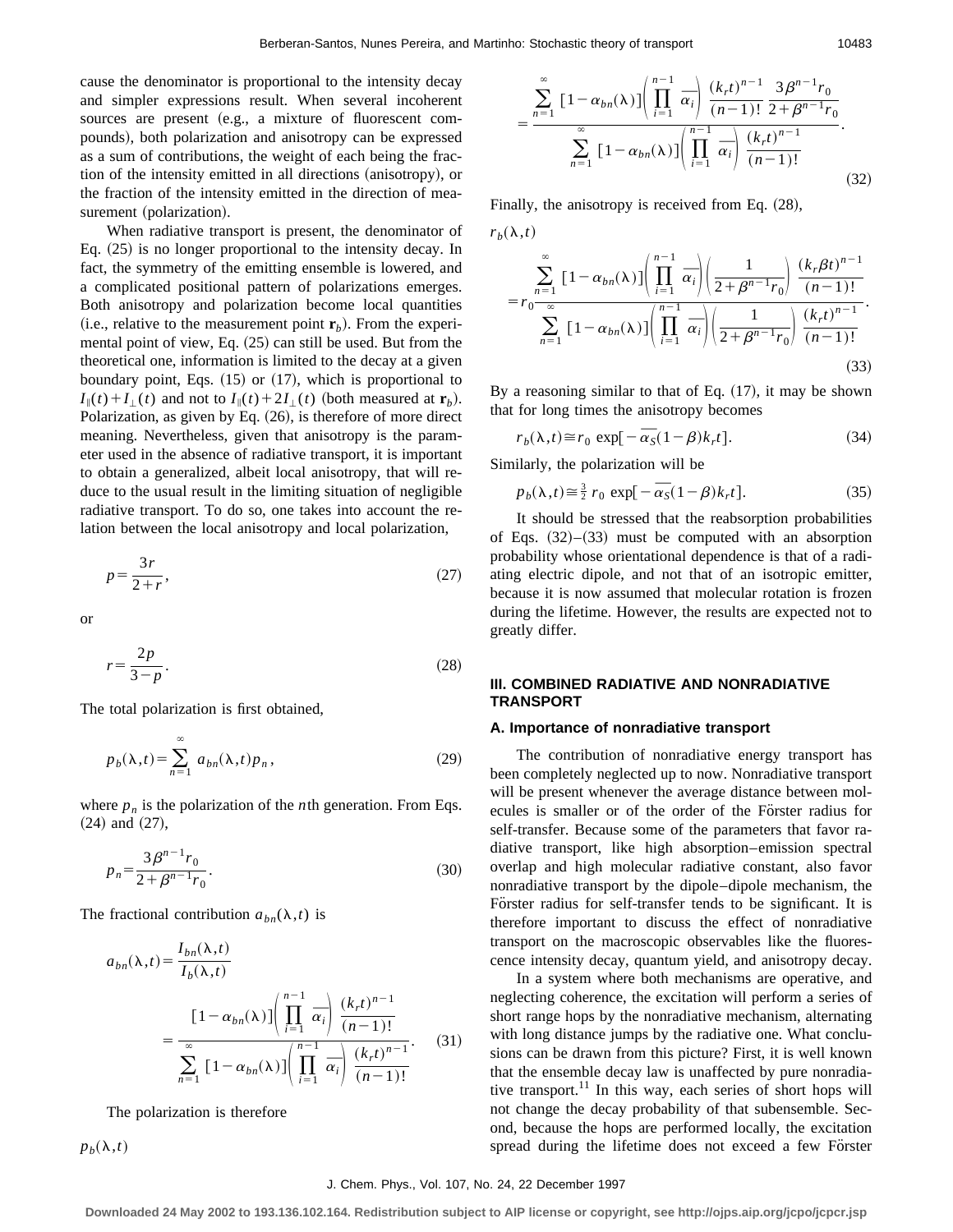cause the denominator is proportional to the intensity decay and simpler expressions result. When several incoherent sources are present (e.g., a mixture of fluorescent compounds), both polarization and anisotropy can be expressed as a sum of contributions, the weight of each being the fraction of the intensity emitted in all directions (anisotropy), or the fraction of the intensity emitted in the direction of measurement (polarization).

When radiative transport is present, the denominator of Eq. (25) is no longer proportional to the intensity decay. In fact, the symmetry of the emitting ensemble is lowered, and a complicated positional pattern of polarizations emerges. Both anisotropy and polarization become local quantities (i.e., relative to the measurement point $\mathbf{r}_b$). From the experimental point of view, Eq. (25) can still be used. But from the theoretical one, information is limited to the decay at a given boundary point, Eqs. (15) or (17), which is proportional to $I_{\parallel}(t)+I_{\perp}(t)$ and not to $I_{\parallel}(t)+2I_{\perp}(t)$ (both measured at $\mathbf{r}_b$). Polarization, as given by Eq. (26), is therefore of more direct meaning. Nevertheless, given that anisotropy is the parameter used in the absence of radiative transport, it is important to obtain a generalized, albeit local anisotropy, that will reduce to the usual result in the limiting situation of negligible radiative transport. To do so, one takes into account the relation between the local anisotropy and local polarization,

$$p=\frac{3r}{2+r}, \tag{27}$$

or

$$r=\frac{2p}{3-p}. \tag{28}$$

The total polarization is first obtained,

$$p_b(\lambda,t)=\sum_{n=1}^{\infty} a_{bn}(\lambda,t)p_n, \tag{29}$$

where $p_n$ is the polarization of the $n$th generation. From Eqs. (24) and (27),

$$p_n=\frac{3\beta^{n-1}r_0}{2+\beta^{n-1}r_0}. \tag{30}$$

The fractional contribution $a_{bn}(\lambda,t)$ is

$$a_{bn}(\lambda,t)=\frac{I_{bn}(\lambda,t)}{I_b(\lambda,t)} =\frac{[1-\alpha_{bn}(\lambda)]\left(\prod_{i=1}^{n-1}\overline{\alpha_i}\right)\frac{(k_r t)^{n-1}}{(n-1)!}}{\sum_{n=1}^{\infty}[1-\alpha_{bn}(\lambda)]\left(\prod_{i=1}^{n-1}\overline{\alpha_i}\right)\frac{(k_r t)^{n-1}}{(n-1)!}}. \tag{31}$$

The polarization is therefore

$$p_b(\lambda,t) =\frac{\sum_{n=1}^{\infty}[1-\alpha_{bn}(\lambda)]\left(\prod_{i=1}^{n-1}\overline{\alpha_i}\right)\frac{(k_r t)^{n-1}}{(n-1)!}\frac{3\beta^{n-1}r_0}{2+\beta^{n-1}r_0}}{\sum_{n=1}^{\infty}[1-\alpha_{bn}(\lambda)]\left(\prod_{i=1}^{n-1}\overline{\alpha_i}\right)\frac{(k_r t)^{n-1}}{(n-1)!}}. \tag{32}$$

Finally, the anisotropy is received from Eq. (28),

$$r_b(\lambda,t) =r_0\frac{\sum_{n=1}^{\infty}[1-\alpha_{bn}(\lambda)]\left(\prod_{i=1}^{n-1}\overline{\alpha_i}\right)\left(\frac{1}{2+\beta^{n-1}r_0}\right)\frac{(k_r\beta t)^{n-1}}{(n-1)!}}{\sum_{n=1}^{\infty}[1-\alpha_{bn}(\lambda)]\left(\prod_{i=1}^{n-1}\overline{\alpha_i}\right)\left(\frac{1}{2+\beta^{n-1}r_0}\right)\frac{(k_r t)^{n-1}}{(n-1)!}}. \tag{33}$$

By a reasoning similar to that of Eq. (17), it may be shown that for long times the anisotropy becomes

$$r_b(\lambda,t)\cong r_0\exp[-\overline{\alpha_S}(1-\beta)k_r t]. \tag{34}$$

Similarly, the polarization will be

$$p_b(\lambda,t)\cong \tfrac{3}{2}\,r_0\exp[-\overline{\alpha_S}(1-\beta)k_r t]. \tag{35}$$

It should be stressed that the reabsorption probabilities of Eqs. (32)–(33) must be computed with an absorption probability whose orientational dependence is that of a radiating electric dipole, and not that of an isotropic emitter, because it is now assumed that molecular rotation is frozen during the lifetime. However, the results are expected not to greatly differ.

## III. COMBINED RADIATIVE AND NONRADIATIVE TRANSPORT

### A. Importance of nonradiative transport

The contribution of nonradiative energy transport has been completely neglected up to now. Nonradiative transport will be present whenever the average distance between molecules is smaller or of the order of the Förster radius for self-transfer. Because some of the parameters that favor radiative transport, like high absorption–emission spectral overlap and high molecular radiative constant, also favor nonradiative transport by the dipole–dipole mechanism, the Förster radius for self-transfer tends to be significant. It is therefore important to discuss the effect of nonradiative transport on the macroscopic observables like the fluorescence intensity decay, quantum yield, and anisotropy decay.

In a system where both mechanisms are operative, and neglecting coherence, the excitation will perform a series of short range hops by the nonradiative mechanism, alternating with long distance jumps by the radiative one. What conclusions can be drawn from this picture? First, it is well known that the ensemble decay law is unaffected by pure nonradiative transport.[11] In this way, each series of short hops will not change the decay probability of that subensemble. Second, because the hops are performed locally, the excitation spread during the lifetime does not exceed a few Förster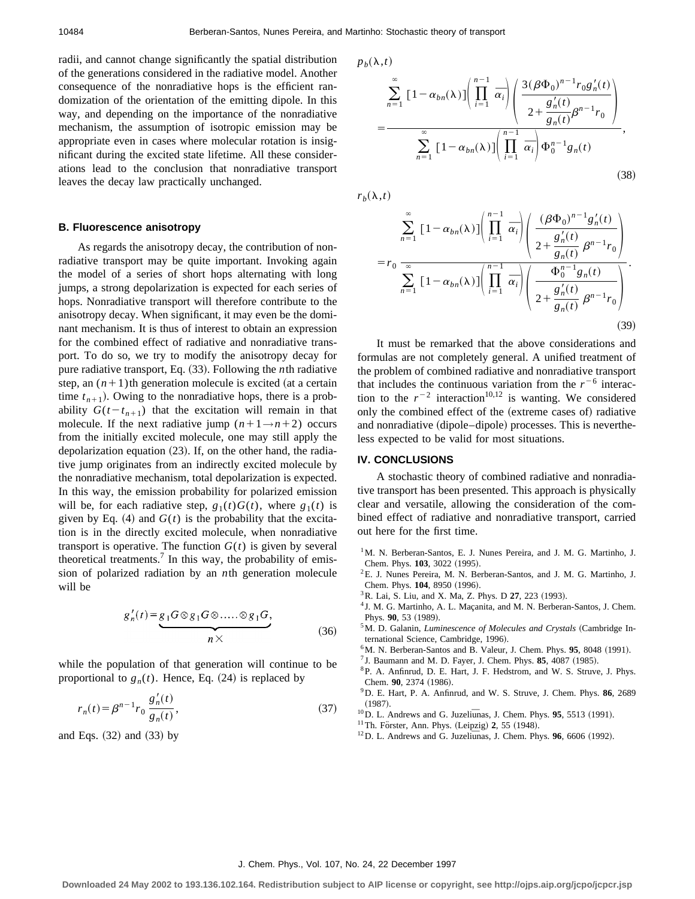radii, and cannot change significantly the spatial distribution of the generations considered in the radiative model. Another consequence of the nonradiative hops is the efficient randomization of the orientation of the emitting dipole. In this way, and depending on the importance of the nonradiative mechanism, the assumption of isotropic emission may be appropriate even in cases where molecular rotation is insignificant during the excited state lifetime. All these considerations lead to the conclusion that nonradiative transport leaves the decay law practically unchanged.

### B. Fluorescence anisotropy

As regards the anisotropy decay, the contribution of nonradiative transport may be quite important. Invoking again the model of a series of short hops alternating with long jumps, a strong depolarization is expected for each series of hops. Nonradiative transport will therefore contribute to the anisotropy decay. When significant, it may even be the dominant mechanism. It is thus of interest to obtain an expression for the combined effect of radiative and nonradiative transport. To do so, we try to modify the anisotropy decay for pure radiative transport, Eq. (33). Following the $n$th radiative step, an $(n+1)$th generation molecule is excited (at a certain time $t_{n+1}$). Owing to the nonradiative hops, there is a probability $G(t-t_{n+1})$ that the excitation will remain in that molecule. If the next radiative jump $(n+1 \rightarrow n+2)$ occurs from the initially excited molecule, one may still apply the depolarization equation (23). If, on the other hand, the radiative jump originates from an indirectly excited molecule by the nonradiative mechanism, total depolarization is expected. In this way, the emission probability for polarized emission will be, for each radiative step, $g_1(t)G(t)$, where $g_1(t)$ is given by Eq. (4) and $G(t)$ is the probability that the excitation is in the directly excited molecule, when nonradiative transport is operative. The function $G(t)$ is given by several theoretical treatments.[7] In this way, the probability of emission of polarized radiation by an $n$th generation molecule will be

$$g_n'(t) = \underbrace{g_1 G \otimes g_1 G \otimes \ldots\ldots \otimes g_1 G}_{n \times}, \tag{36}$$

while the population of that generation will continue to be proportional to $g_n(t)$. Hence, Eq. (24) is replaced by

$$r_n(t) = \beta^{n-1} r_0 \frac{g_n'(t)}{g_n(t)}, \tag{37}$$

and Eqs. (32) and (33) by

$$p_b(\lambda,t) = \frac{\displaystyle\sum_{n=1}^{\infty} [1-\alpha_{bn}(\lambda)] \left( \prod_{i=1}^{n-1} \overline{\alpha_i} \right) \left( \frac{3(\beta\Phi_0)^{n-1} r_0 g_n'(t)}{2 + \frac{g_n'(t)}{g_n(t)} \beta^{n-1} r_0} \right)}{\displaystyle\sum_{n=1}^{\infty} [1-\alpha_{bn}(\lambda)] \left( \prod_{i=1}^{n-1} \overline{\alpha_i} \right) \Phi_0^{n-1} g_n(t)}, \tag{38}$$

$$r_b(\lambda,t) = r_0 \frac{\displaystyle\sum_{n=1}^{\infty} [1-\alpha_{bn}(\lambda)] \left( \prod_{i=1}^{n-1} \overline{\alpha_i} \right) \left( \frac{(\beta\Phi_0)^{n-1} g_n'(t)}{2 + \frac{g_n'(t)}{g_n(t)} \beta^{n-1} r_0} \right)}{\displaystyle\sum_{n=1}^{\infty} [1-\alpha_{bn}(\lambda)] \left( \prod_{i=1}^{n-1} \overline{\alpha_i} \right) \left( \frac{\Phi_0^{n-1} g_n(t)}{2 + \frac{g_n'(t)}{g_n(t)} \beta^{n-1} r_0} \right)}. \tag{39}$$

It must be remarked that the above considerations and formulas are not completely general. A unified treatment of the problem of combined radiative and nonradiative transport that includes the continuous variation from the $r^{-6}$ interaction to the $r^{-2}$ interaction[10,12] is wanting. We considered only the combined effect of the (extreme cases of) radiative and nonradiative (dipole–dipole) processes. This is nevertheless expected to be valid for most situations.

## IV. CONCLUSIONS

A stochastic theory of combined radiative and nonradiative transport has been presented. This approach is physically clear and versatile, allowing the consideration of the combined effect of radiative and nonradiative transport, carried out here for the first time.

[1] M. N. Berberan-Santos, E. J. Nunes Pereira, and J. M. G. Martinho, J. Chem. Phys. **103**, 3022 (1995).
[2] E. J. Nunes Pereira, M. N. Berberan-Santos, and J. M. G. Martinho, J. Chem. Phys. **104**, 8950 (1996).
[3] R. Lai, S. Liu, and X. Ma, Z. Phys. D **27**, 223 (1993).
[4] J. M. G. Martinho, A. L. Maçanita, and M. N. Berberan-Santos, J. Chem. Phys. **90**, 53 (1989).
[5] M. D. Galanin, *Luminescence of Molecules and Crystals* (Cambridge International Science, Cambridge, 1996).
[6] M. N. Berberan-Santos and B. Valeur, J. Chem. Phys. **95**, 8048 (1991).
[7] J. Baumann and M. D. Fayer, J. Chem. Phys. **85**, 4087 (1985).
[8] P. A. Anfinrud, D. E. Hart, J. F. Hedstrom, and W. S. Struve, J. Phys. Chem. **90**, 2374 (1986).
[9] D. E. Hart, P. A. Anfinrud, and W. S. Struve, J. Chem. Phys. **86**, 2689 (1987).
[10] D. L. Andrews and G. Juzeliūnas, J. Chem. Phys. **95**, 5513 (1991).
[11] Th. Förster, Ann. Phys. (Leipzig) **2**, 55 (1948).
[12] D. L. Andrews and G. Juzeliūnas, J. Chem. Phys. **96**, 6606 (1992).